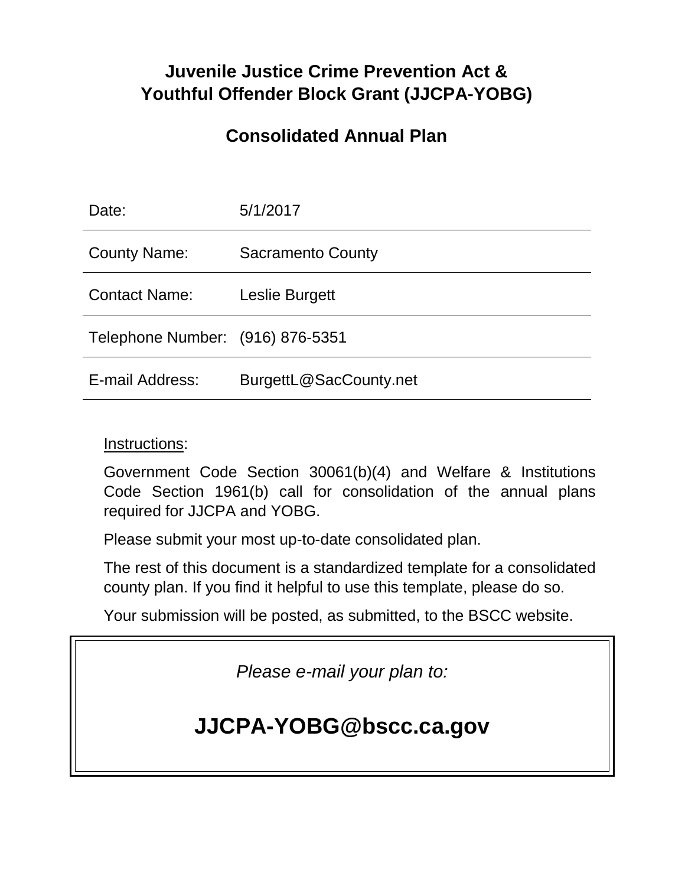# Juvenile Justice Crime Prevention Act & Youthful Offender Block Grant (JJCPA-YOBG)

## Consolidated Annual Plan

| | |
|---|---|
| Date: | 5/1/2017 |
| County Name: | Sacramento County |
| Contact Name: | Leslie Burgett |
| Telephone Number: | (916) 876-5351 |
| E-mail Address: | BurgettL@SacCounty.net |

Instructions:

Government Code Section 30061(b)(4) and Welfare & Institutions Code Section 1961(b) call for consolidation of the annual plans required for JJCPA and YOBG.

Please submit your most up-to-date consolidated plan.

The rest of this document is a standardized template for a consolidated county plan. If you find it helpful to use this template, please do so.

Your submission will be posted, as submitted, to the BSCC website.

*Please e-mail your plan to:*

**JJCPA-YOBG@bscc.ca.gov**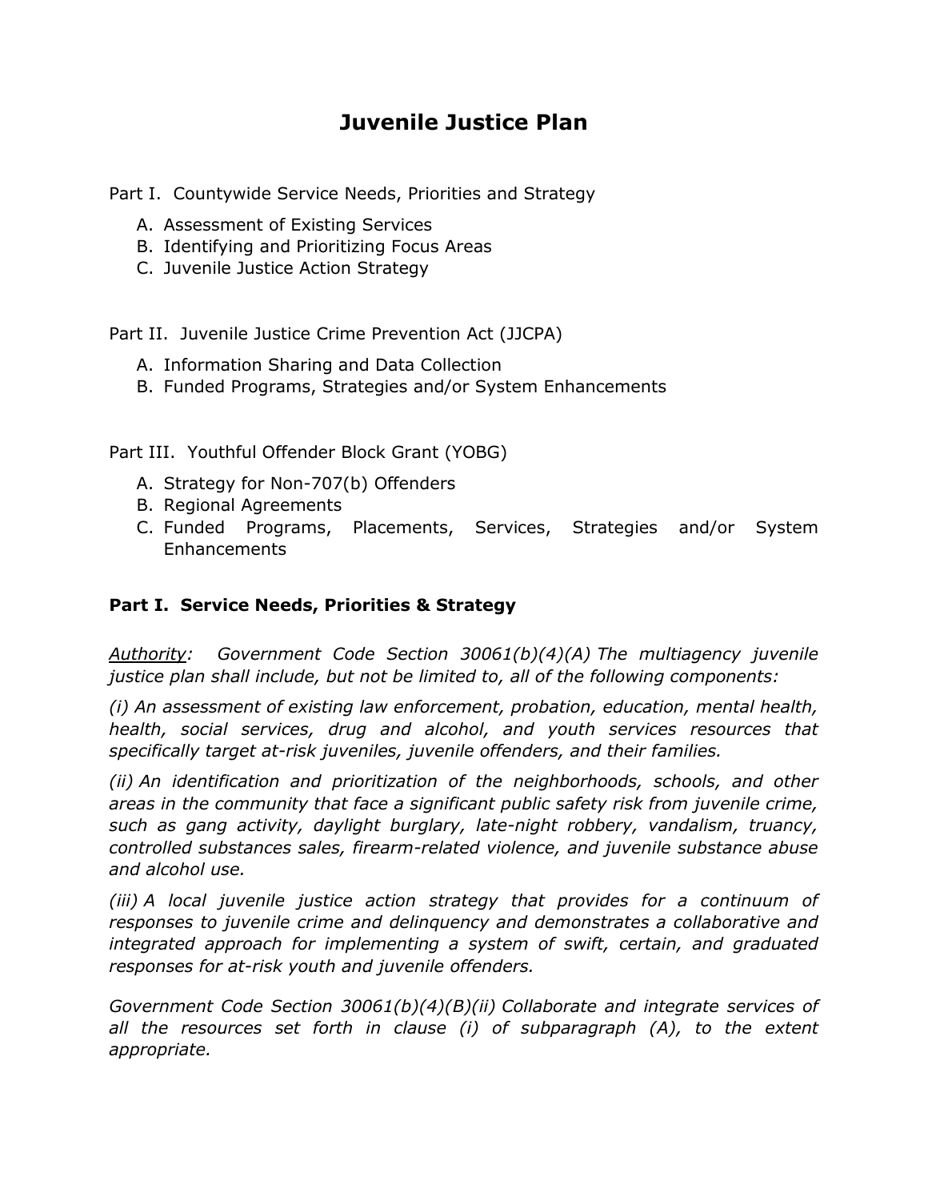# Juvenile Justice Plan

Part I. Countywide Service Needs, Priorities and Strategy

A. Assessment of Existing Services
B. Identifying and Prioritizing Focus Areas
C. Juvenile Justice Action Strategy

Part II. Juvenile Justice Crime Prevention Act (JJCPA)

A. Information Sharing and Data Collection
B. Funded Programs, Strategies and/or System Enhancements

Part III. Youthful Offender Block Grant (YOBG)

A. Strategy for Non-707(b) Offenders
B. Regional Agreements
C. Funded Programs, Placements, Services, Strategies and/or System Enhancements

## Part I. Service Needs, Priorities & Strategy

<u>Authority</u>: *Government Code Section 30061(b)(4)(A) The multiagency juvenile justice plan shall include, but not be limited to, all of the following components:*

*(i) An assessment of existing law enforcement, probation, education, mental health, health, social services, drug and alcohol, and youth services resources that specifically target at-risk juveniles, juvenile offenders, and their families.*

*(ii) An identification and prioritization of the neighborhoods, schools, and other areas in the community that face a significant public safety risk from juvenile crime, such as gang activity, daylight burglary, late-night robbery, vandalism, truancy, controlled substances sales, firearm-related violence, and juvenile substance abuse and alcohol use.*

*(iii) A local juvenile justice action strategy that provides for a continuum of responses to juvenile crime and delinquency and demonstrates a collaborative and integrated approach for implementing a system of swift, certain, and graduated responses for at-risk youth and juvenile offenders.*

*Government Code Section 30061(b)(4)(B)(ii) Collaborate and integrate services of all the resources set forth in clause (i) of subparagraph (A), to the extent appropriate.*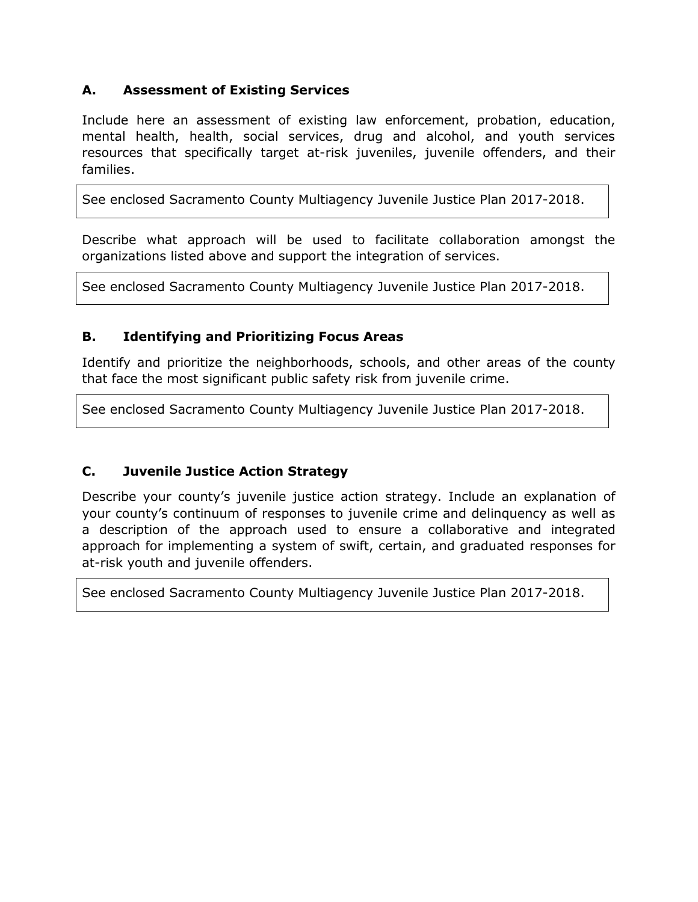## A. Assessment of Existing Services

Include here an assessment of existing law enforcement, probation, education, mental health, health, social services, drug and alcohol, and youth services resources that specifically target at-risk juveniles, juvenile offenders, and their families.

> See enclosed Sacramento County Multiagency Juvenile Justice Plan 2017-2018.

Describe what approach will be used to facilitate collaboration amongst the organizations listed above and support the integration of services.

> See enclosed Sacramento County Multiagency Juvenile Justice Plan 2017-2018.

## B. Identifying and Prioritizing Focus Areas

Identify and prioritize the neighborhoods, schools, and other areas of the county that face the most significant public safety risk from juvenile crime.

> See enclosed Sacramento County Multiagency Juvenile Justice Plan 2017-2018.

## C. Juvenile Justice Action Strategy

Describe your county's juvenile justice action strategy. Include an explanation of your county's continuum of responses to juvenile crime and delinquency as well as a description of the approach used to ensure a collaborative and integrated approach for implementing a system of swift, certain, and graduated responses for at-risk youth and juvenile offenders.

> See enclosed Sacramento County Multiagency Juvenile Justice Plan 2017-2018.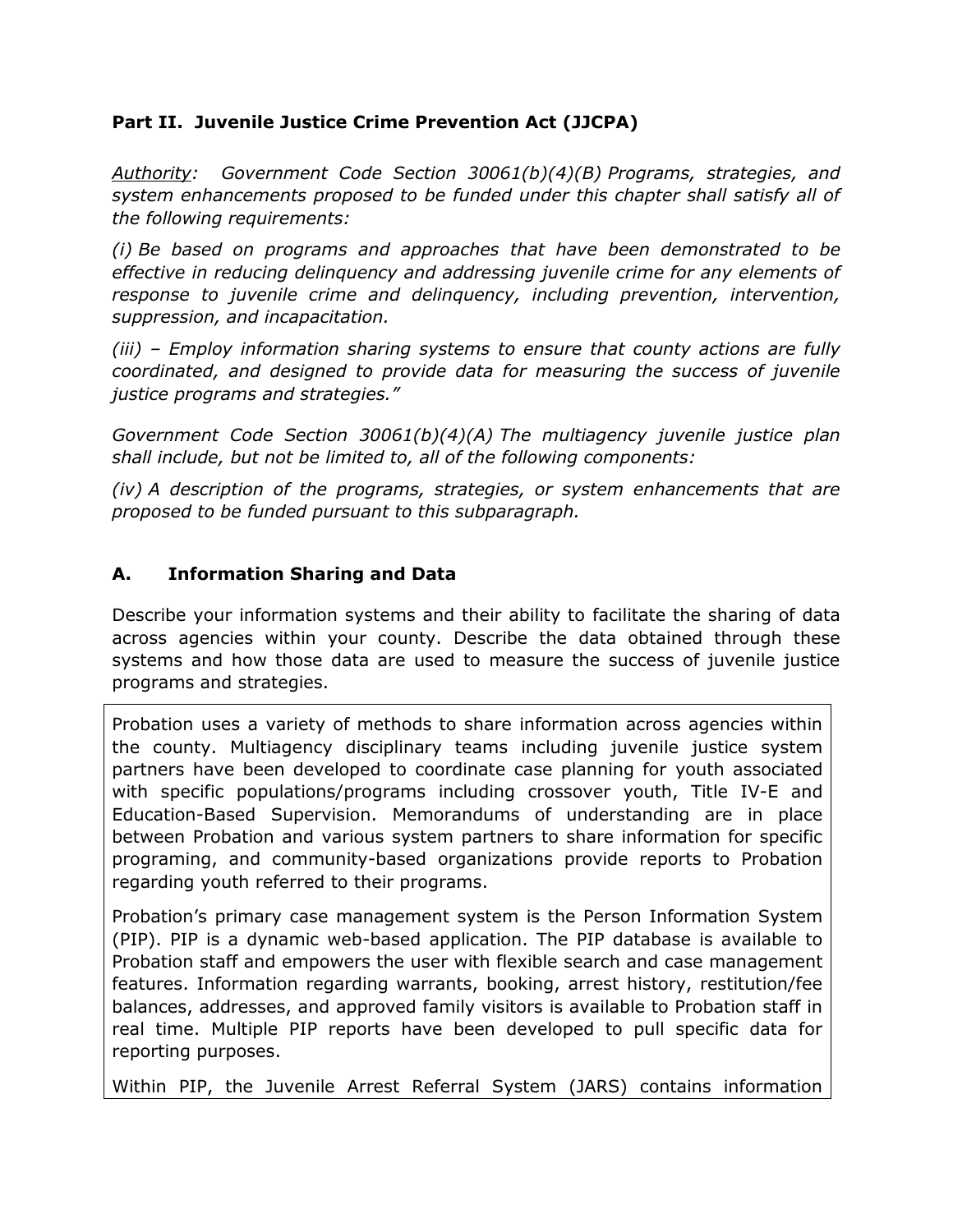## Part II. Juvenile Justice Crime Prevention Act (JJCPA)

*Authority: Government Code Section 30061(b)(4)(B) Programs, strategies, and system enhancements proposed to be funded under this chapter shall satisfy all of the following requirements:*

*(i) Be based on programs and approaches that have been demonstrated to be effective in reducing delinquency and addressing juvenile crime for any elements of response to juvenile crime and delinquency, including prevention, intervention, suppression, and incapacitation.*

*(iii) – Employ information sharing systems to ensure that county actions are fully coordinated, and designed to provide data for measuring the success of juvenile justice programs and strategies."*

*Government Code Section 30061(b)(4)(A) The multiagency juvenile justice plan shall include, but not be limited to, all of the following components:*

*(iv) A description of the programs, strategies, or system enhancements that are proposed to be funded pursuant to this subparagraph.*

### A. Information Sharing and Data

Describe your information systems and their ability to facilitate the sharing of data across agencies within your county. Describe the data obtained through these systems and how those data are used to measure the success of juvenile justice programs and strategies.

Probation uses a variety of methods to share information across agencies within the county. Multiagency disciplinary teams including juvenile justice system partners have been developed to coordinate case planning for youth associated with specific populations/programs including crossover youth, Title IV-E and Education-Based Supervision. Memorandums of understanding are in place between Probation and various system partners to share information for specific programing, and community-based organizations provide reports to Probation regarding youth referred to their programs.

Probation's primary case management system is the Person Information System (PIP). PIP is a dynamic web-based application. The PIP database is available to Probation staff and empowers the user with flexible search and case management features. Information regarding warrants, booking, arrest history, restitution/fee balances, addresses, and approved family visitors is available to Probation staff in real time. Multiple PIP reports have been developed to pull specific data for reporting purposes.

Within PIP, the Juvenile Arrest Referral System (JARS) contains information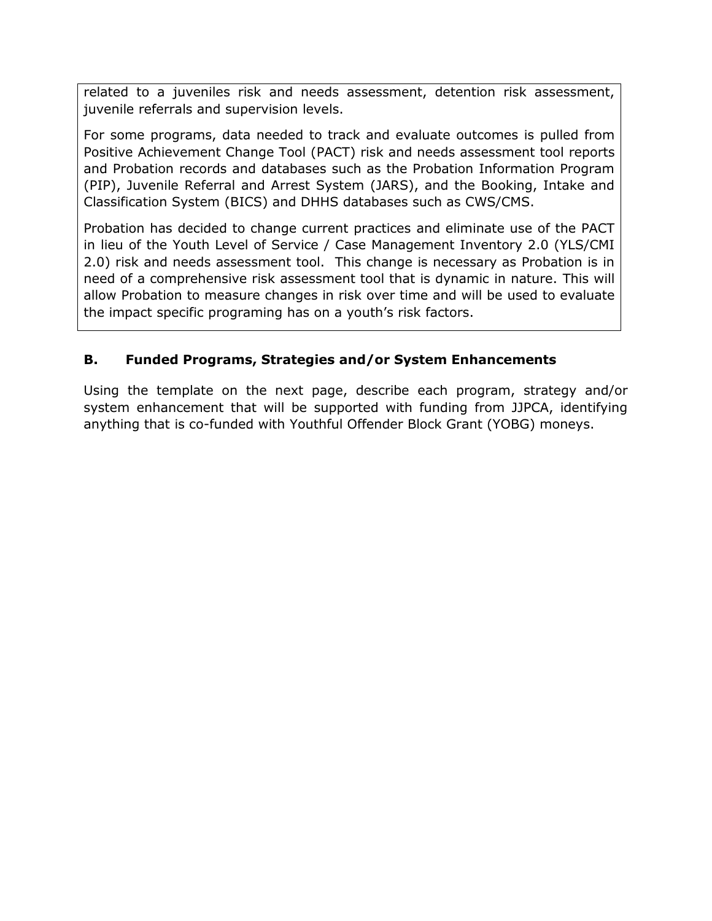related to a juveniles risk and needs assessment, detention risk assessment, juvenile referrals and supervision levels.

For some programs, data needed to track and evaluate outcomes is pulled from Positive Achievement Change Tool (PACT) risk and needs assessment tool reports and Probation records and databases such as the Probation Information Program (PIP), Juvenile Referral and Arrest System (JARS), and the Booking, Intake and Classification System (BICS) and DHHS databases such as CWS/CMS.

Probation has decided to change current practices and eliminate use of the PACT in lieu of the Youth Level of Service / Case Management Inventory 2.0 (YLS/CMI 2.0) risk and needs assessment tool. This change is necessary as Probation is in need of a comprehensive risk assessment tool that is dynamic in nature. This will allow Probation to measure changes in risk over time and will be used to evaluate the impact specific programing has on a youth's risk factors.

**B. Funded Programs, Strategies and/or System Enhancements**

Using the template on the next page, describe each program, strategy and/or system enhancement that will be supported with funding from JJPCA, identifying anything that is co-funded with Youthful Offender Block Grant (YOBG) moneys.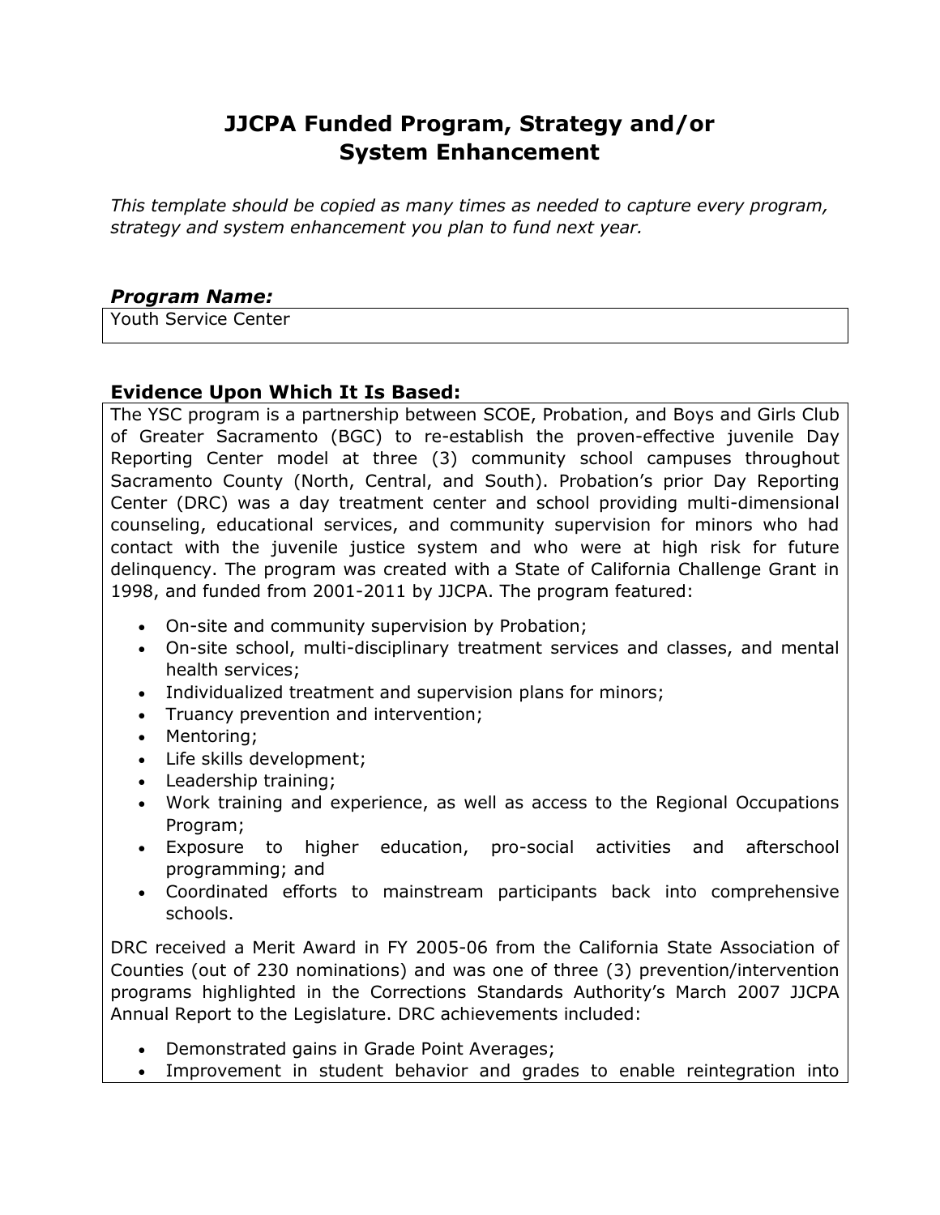# JJCPA Funded Program, Strategy and/or System Enhancement

*This template should be copied as many times as needed to capture every program, strategy and system enhancement you plan to fund next year.*

### *Program Name:*

Youth Service Center

### Evidence Upon Which It Is Based:

The YSC program is a partnership between SCOE, Probation, and Boys and Girls Club of Greater Sacramento (BGC) to re-establish the proven-effective juvenile Day Reporting Center model at three (3) community school campuses throughout Sacramento County (North, Central, and South). Probation's prior Day Reporting Center (DRC) was a day treatment center and school providing multi-dimensional counseling, educational services, and community supervision for minors who had contact with the juvenile justice system and who were at high risk for future delinquency. The program was created with a State of California Challenge Grant in 1998, and funded from 2001-2011 by JJCPA. The program featured:

- On-site and community supervision by Probation;
- On-site school, multi-disciplinary treatment services and classes, and mental health services;
- Individualized treatment and supervision plans for minors;
- Truancy prevention and intervention;
- Mentoring;
- Life skills development;
- Leadership training;
- Work training and experience, as well as access to the Regional Occupations Program;
- Exposure to higher education, pro-social activities and afterschool programming; and
- Coordinated efforts to mainstream participants back into comprehensive schools.

DRC received a Merit Award in FY 2005-06 from the California State Association of Counties (out of 230 nominations) and was one of three (3) prevention/intervention programs highlighted in the Corrections Standards Authority's March 2007 JJCPA Annual Report to the Legislature. DRC achievements included:

- Demonstrated gains in Grade Point Averages;
- Improvement in student behavior and grades to enable reintegration into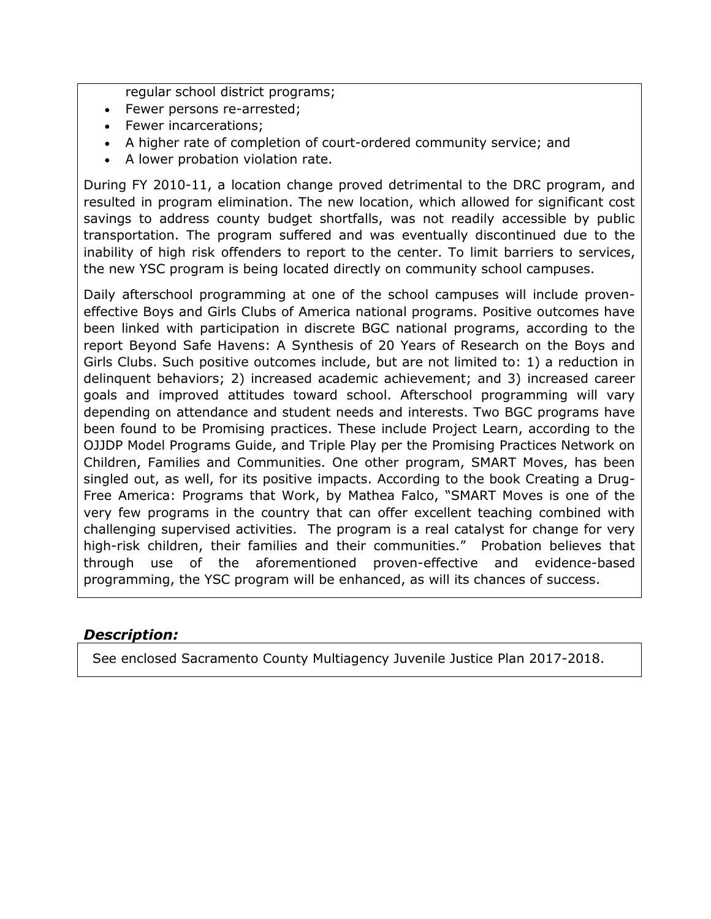regular school district programs;

- Fewer persons re-arrested;
- Fewer incarcerations;
- A higher rate of completion of court-ordered community service; and
- A lower probation violation rate.

During FY 2010-11, a location change proved detrimental to the DRC program, and resulted in program elimination. The new location, which allowed for significant cost savings to address county budget shortfalls, was not readily accessible by public transportation. The program suffered and was eventually discontinued due to the inability of high risk offenders to report to the center. To limit barriers to services, the new YSC program is being located directly on community school campuses.

Daily afterschool programming at one of the school campuses will include proven-effective Boys and Girls Clubs of America national programs. Positive outcomes have been linked with participation in discrete BGC national programs, according to the report Beyond Safe Havens: A Synthesis of 20 Years of Research on the Boys and Girls Clubs. Such positive outcomes include, but are not limited to: 1) a reduction in delinquent behaviors; 2) increased academic achievement; and 3) increased career goals and improved attitudes toward school. Afterschool programming will vary depending on attendance and student needs and interests. Two BGC programs have been found to be Promising practices. These include Project Learn, according to the OJJDP Model Programs Guide, and Triple Play per the Promising Practices Network on Children, Families and Communities. One other program, SMART Moves, has been singled out, as well, for its positive impacts. According to the book Creating a Drug-Free America: Programs that Work, by Mathea Falco, "SMART Moves is one of the very few programs in the country that can offer excellent teaching combined with challenging supervised activities. The program is a real catalyst for change for very high-risk children, their families and their communities." Probation believes that through use of the aforementioned proven-effective and evidence-based programming, the YSC program will be enhanced, as will its chances of success.

### *Description:*

See enclosed Sacramento County Multiagency Juvenile Justice Plan 2017-2018.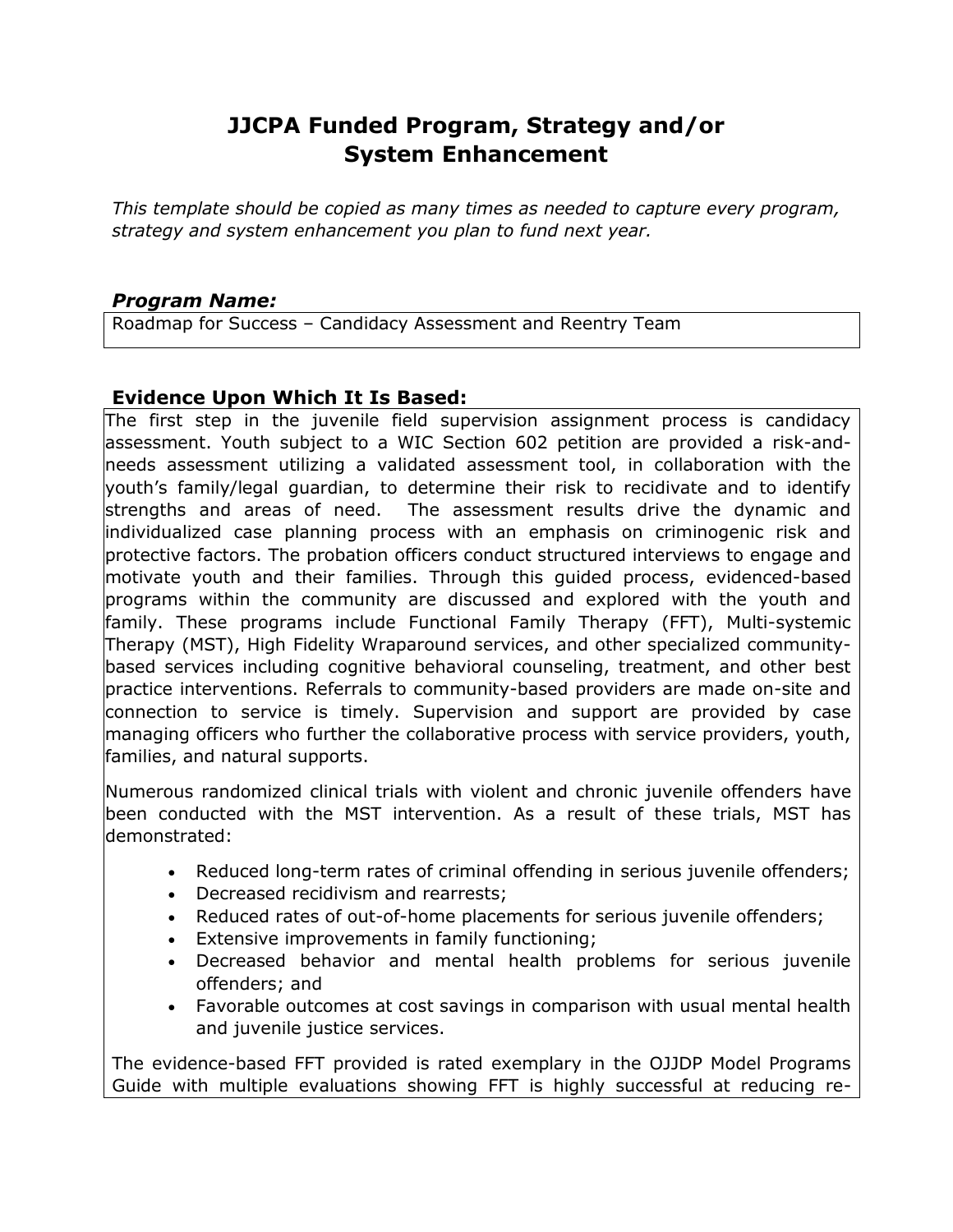# JJCPA Funded Program, Strategy and/or System Enhancement

*This template should be copied as many times as needed to capture every program, strategy and system enhancement you plan to fund next year.*

### *Program Name:*

Roadmap for Success – Candidacy Assessment and Reentry Team

### Evidence Upon Which It Is Based:

The first step in the juvenile field supervision assignment process is candidacy assessment. Youth subject to a WIC Section 602 petition are provided a risk-and-needs assessment utilizing a validated assessment tool, in collaboration with the youth's family/legal guardian, to determine their risk to recidivate and to identify strengths and areas of need. The assessment results drive the dynamic and individualized case planning process with an emphasis on criminogenic risk and protective factors. The probation officers conduct structured interviews to engage and motivate youth and their families. Through this guided process, evidenced-based programs within the community are discussed and explored with the youth and family. These programs include Functional Family Therapy (FFT), Multi-systemic Therapy (MST), High Fidelity Wraparound services, and other specialized community-based services including cognitive behavioral counseling, treatment, and other best practice interventions. Referrals to community-based providers are made on-site and connection to service is timely. Supervision and support are provided by case managing officers who further the collaborative process with service providers, youth, families, and natural supports.

Numerous randomized clinical trials with violent and chronic juvenile offenders have been conducted with the MST intervention. As a result of these trials, MST has demonstrated:

- Reduced long-term rates of criminal offending in serious juvenile offenders;
- Decreased recidivism and rearrests;
- Reduced rates of out-of-home placements for serious juvenile offenders;
- Extensive improvements in family functioning;
- Decreased behavior and mental health problems for serious juvenile offenders; and
- Favorable outcomes at cost savings in comparison with usual mental health and juvenile justice services.

The evidence-based FFT provided is rated exemplary in the OJJDP Model Programs Guide with multiple evaluations showing FFT is highly successful at reducing re-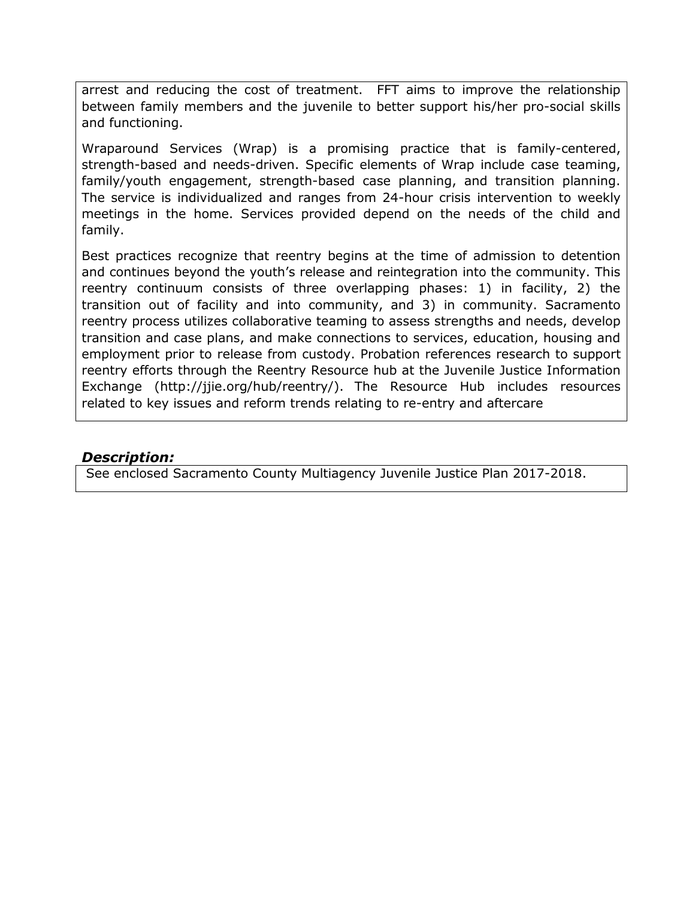arrest and reducing the cost of treatment. FFT aims to improve the relationship between family members and the juvenile to better support his/her pro-social skills and functioning.

Wraparound Services (Wrap) is a promising practice that is family-centered, strength-based and needs-driven. Specific elements of Wrap include case teaming, family/youth engagement, strength-based case planning, and transition planning. The service is individualized and ranges from 24-hour crisis intervention to weekly meetings in the home. Services provided depend on the needs of the child and family.

Best practices recognize that reentry begins at the time of admission to detention and continues beyond the youth's release and reintegration into the community. This reentry continuum consists of three overlapping phases: 1) in facility, 2) the transition out of facility and into community, and 3) in community. Sacramento reentry process utilizes collaborative teaming to assess strengths and needs, develop transition and case plans, and make connections to services, education, housing and employment prior to release from custody. Probation references research to support reentry efforts through the Reentry Resource hub at the Juvenile Justice Information Exchange (http://jjie.org/hub/reentry/). The Resource Hub includes resources related to key issues and reform trends relating to re-entry and aftercare

***Description:***

See enclosed Sacramento County Multiagency Juvenile Justice Plan 2017-2018.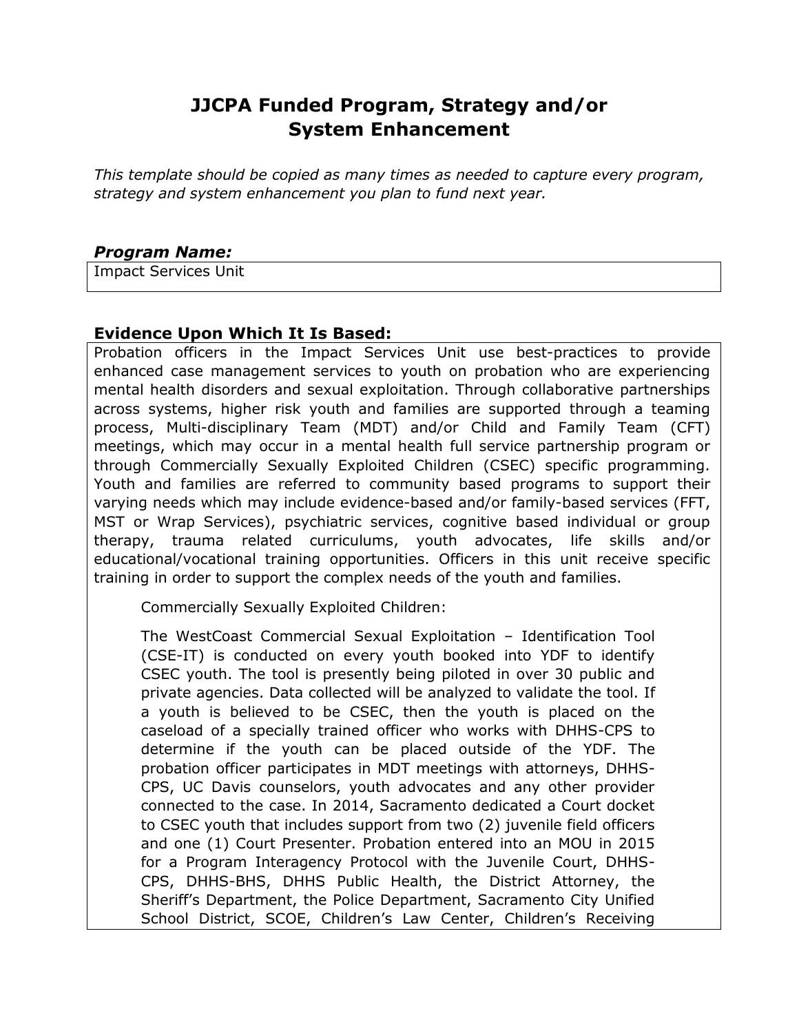# JJCPA Funded Program, Strategy and/or System Enhancement

*This template should be copied as many times as needed to capture every program, strategy and system enhancement you plan to fund next year.*

***Program Name:***

Impact Services Unit

**Evidence Upon Which It Is Based:**

Probation officers in the Impact Services Unit use best-practices to provide enhanced case management services to youth on probation who are experiencing mental health disorders and sexual exploitation. Through collaborative partnerships across systems, higher risk youth and families are supported through a teaming process, Multi-disciplinary Team (MDT) and/or Child and Family Team (CFT) meetings, which may occur in a mental health full service partnership program or through Commercially Sexually Exploited Children (CSEC) specific programming. Youth and families are referred to community based programs to support their varying needs which may include evidence-based and/or family-based services (FFT, MST or Wrap Services), psychiatric services, cognitive based individual or group therapy, trauma related curriculums, youth advocates, life skills and/or educational/vocational training opportunities. Officers in this unit receive specific training in order to support the complex needs of the youth and families.

Commercially Sexually Exploited Children:

The WestCoast Commercial Sexual Exploitation – Identification Tool (CSE-IT) is conducted on every youth booked into YDF to identify CSEC youth. The tool is presently being piloted in over 30 public and private agencies. Data collected will be analyzed to validate the tool. If a youth is believed to be CSEC, then the youth is placed on the caseload of a specially trained officer who works with DHHS-CPS to determine if the youth can be placed outside of the YDF. The probation officer participates in MDT meetings with attorneys, DHHS-CPS, UC Davis counselors, youth advocates and any other provider connected to the case. In 2014, Sacramento dedicated a Court docket to CSEC youth that includes support from two (2) juvenile field officers and one (1) Court Presenter. Probation entered into an MOU in 2015 for a Program Interagency Protocol with the Juvenile Court, DHHS-CPS, DHHS-BHS, DHHS Public Health, the District Attorney, the Sheriff's Department, the Police Department, Sacramento City Unified School District, SCOE, Children's Law Center, Children's Receiving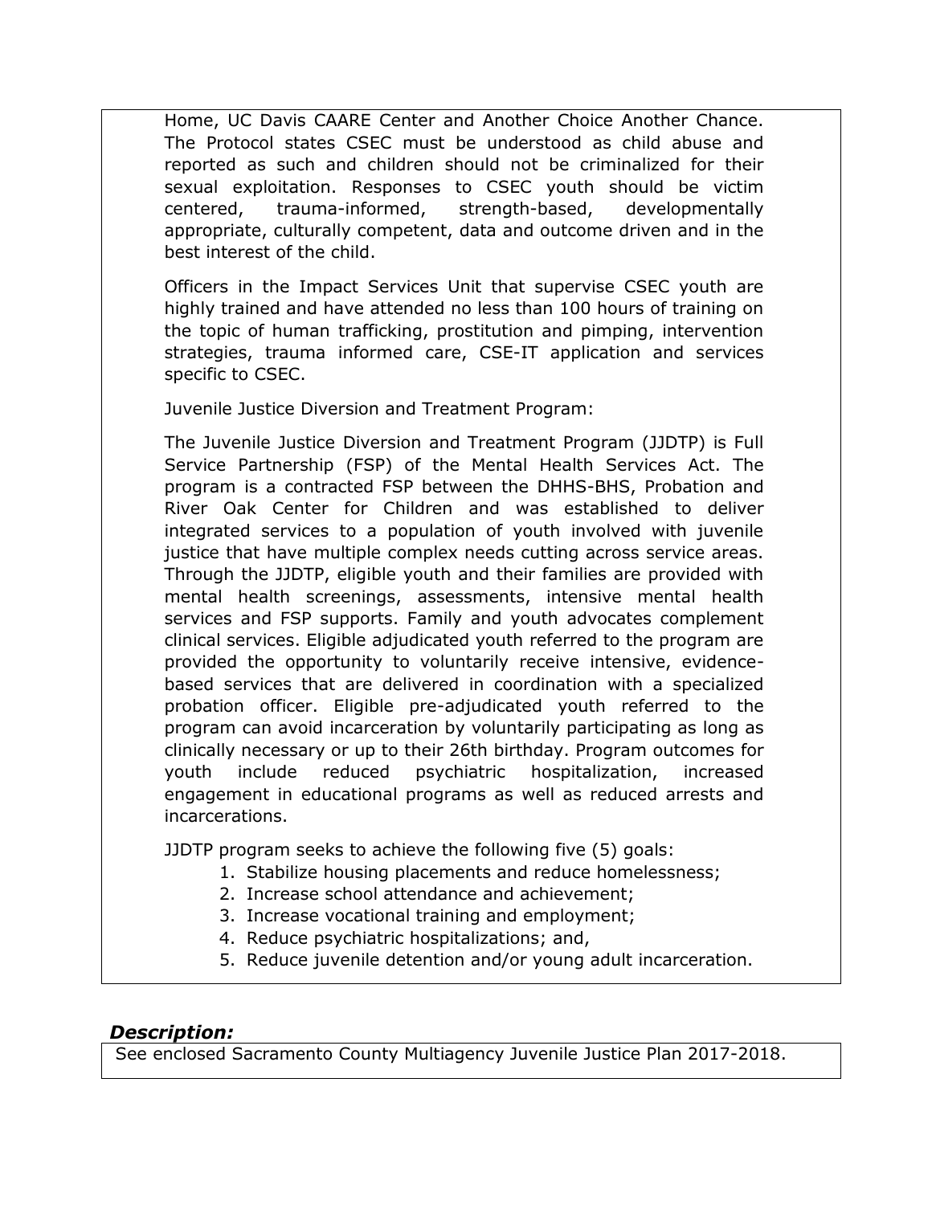Home, UC Davis CAARE Center and Another Choice Another Chance. The Protocol states CSEC must be understood as child abuse and reported as such and children should not be criminalized for their sexual exploitation. Responses to CSEC youth should be victim centered, trauma-informed, strength-based, developmentally appropriate, culturally competent, data and outcome driven and in the best interest of the child.

Officers in the Impact Services Unit that supervise CSEC youth are highly trained and have attended no less than 100 hours of training on the topic of human trafficking, prostitution and pimping, intervention strategies, trauma informed care, CSE-IT application and services specific to CSEC.

Juvenile Justice Diversion and Treatment Program:

The Juvenile Justice Diversion and Treatment Program (JJDTP) is Full Service Partnership (FSP) of the Mental Health Services Act. The program is a contracted FSP between the DHHS-BHS, Probation and River Oak Center for Children and was established to deliver integrated services to a population of youth involved with juvenile justice that have multiple complex needs cutting across service areas. Through the JJDTP, eligible youth and their families are provided with mental health screenings, assessments, intensive mental health services and FSP supports. Family and youth advocates complement clinical services. Eligible adjudicated youth referred to the program are provided the opportunity to voluntarily receive intensive, evidence-based services that are delivered in coordination with a specialized probation officer. Eligible pre-adjudicated youth referred to the program can avoid incarceration by voluntarily participating as long as clinically necessary or up to their 26th birthday. Program outcomes for youth include reduced psychiatric hospitalization, increased engagement in educational programs as well as reduced arrests and incarcerations.

JJDTP program seeks to achieve the following five (5) goals:

1. Stabilize housing placements and reduce homelessness;
2. Increase school attendance and achievement;
3. Increase vocational training and employment;
4. Reduce psychiatric hospitalizations; and,
5. Reduce juvenile detention and/or young adult incarceration.

***Description:***

See enclosed Sacramento County Multiagency Juvenile Justice Plan 2017-2018.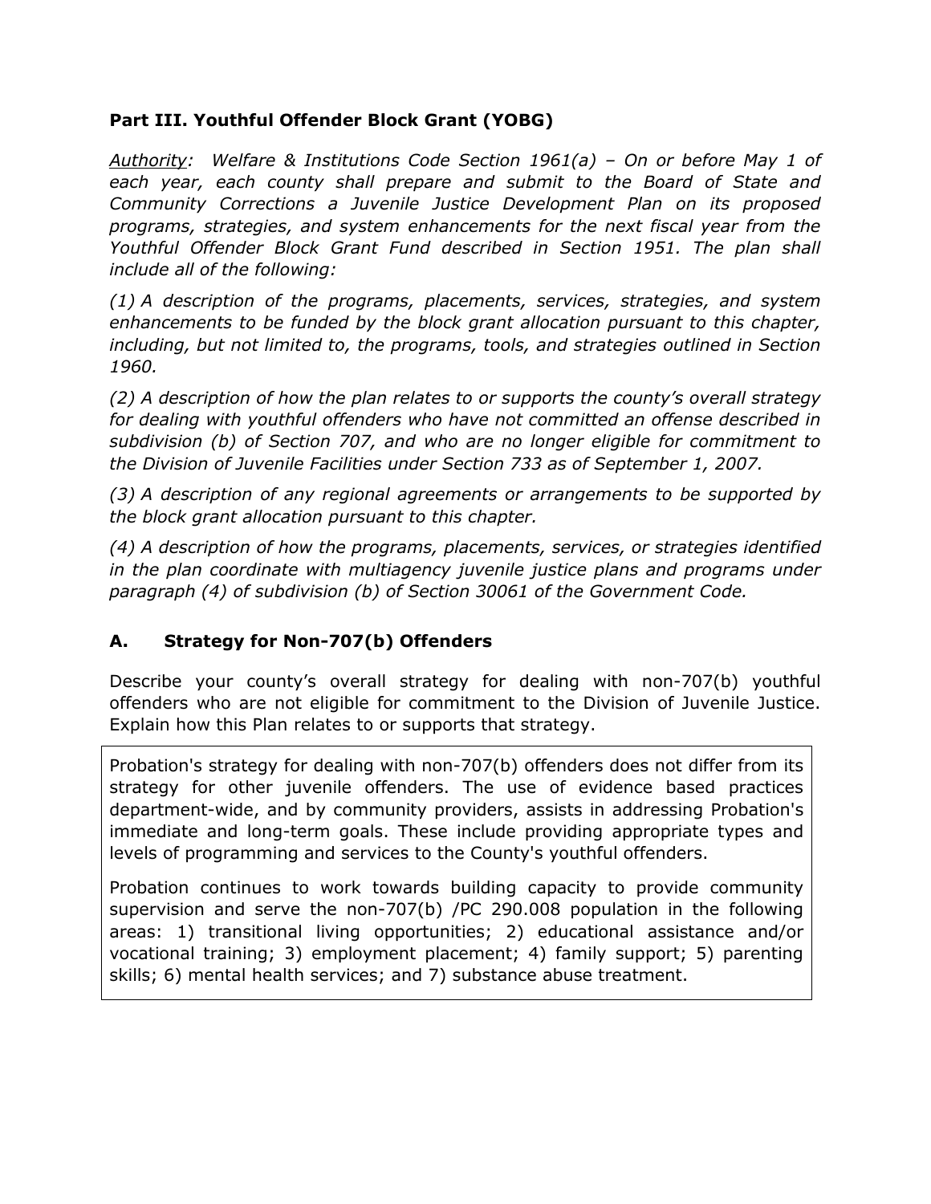## Part III. Youthful Offender Block Grant (YOBG)

*<u>Authority</u>: Welfare & Institutions Code Section 1961(a) – On or before May 1 of each year, each county shall prepare and submit to the Board of State and Community Corrections a Juvenile Justice Development Plan on its proposed programs, strategies, and system enhancements for the next fiscal year from the Youthful Offender Block Grant Fund described in Section 1951. The plan shall include all of the following:*

*(1) A description of the programs, placements, services, strategies, and system enhancements to be funded by the block grant allocation pursuant to this chapter, including, but not limited to, the programs, tools, and strategies outlined in Section 1960.*

*(2) A description of how the plan relates to or supports the county's overall strategy for dealing with youthful offenders who have not committed an offense described in subdivision (b) of Section 707, and who are no longer eligible for commitment to the Division of Juvenile Facilities under Section 733 as of September 1, 2007.*

*(3) A description of any regional agreements or arrangements to be supported by the block grant allocation pursuant to this chapter.*

*(4) A description of how the programs, placements, services, or strategies identified in the plan coordinate with multiagency juvenile justice plans and programs under paragraph (4) of subdivision (b) of Section 30061 of the Government Code.*

### A. Strategy for Non-707(b) Offenders

Describe your county's overall strategy for dealing with non-707(b) youthful offenders who are not eligible for commitment to the Division of Juvenile Justice. Explain how this Plan relates to or supports that strategy.

Probation's strategy for dealing with non-707(b) offenders does not differ from its strategy for other juvenile offenders. The use of evidence based practices department-wide, and by community providers, assists in addressing Probation's immediate and long-term goals. These include providing appropriate types and levels of programming and services to the County's youthful offenders.

Probation continues to work towards building capacity to provide community supervision and serve the non-707(b) /PC 290.008 population in the following areas: 1) transitional living opportunities; 2) educational assistance and/or vocational training; 3) employment placement; 4) family support; 5) parenting skills; 6) mental health services; and 7) substance abuse treatment.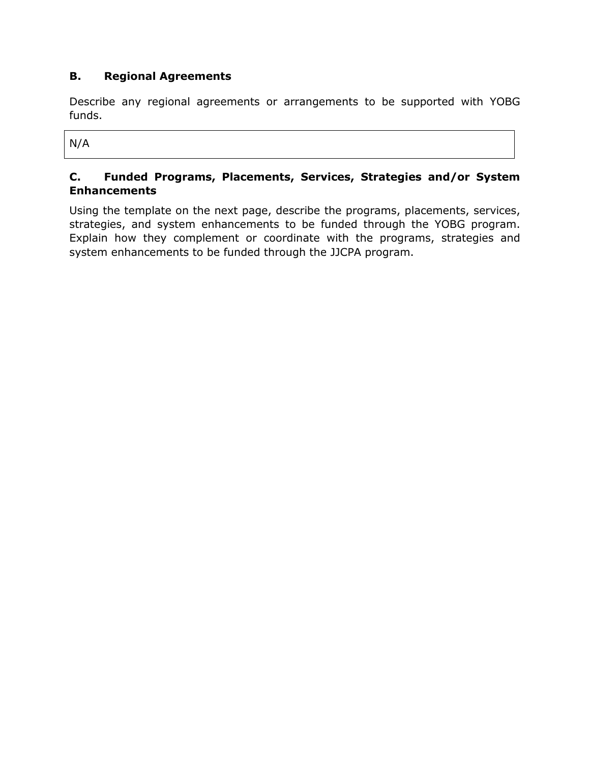## B. Regional Agreements

Describe any regional agreements or arrangements to be supported with YOBG funds.

| N/A |
| --- |

## C. Funded Programs, Placements, Services, Strategies and/or System Enhancements

Using the template on the next page, describe the programs, placements, services, strategies, and system enhancements to be funded through the YOBG program. Explain how they complement or coordinate with the programs, strategies and system enhancements to be funded through the JJCPA program.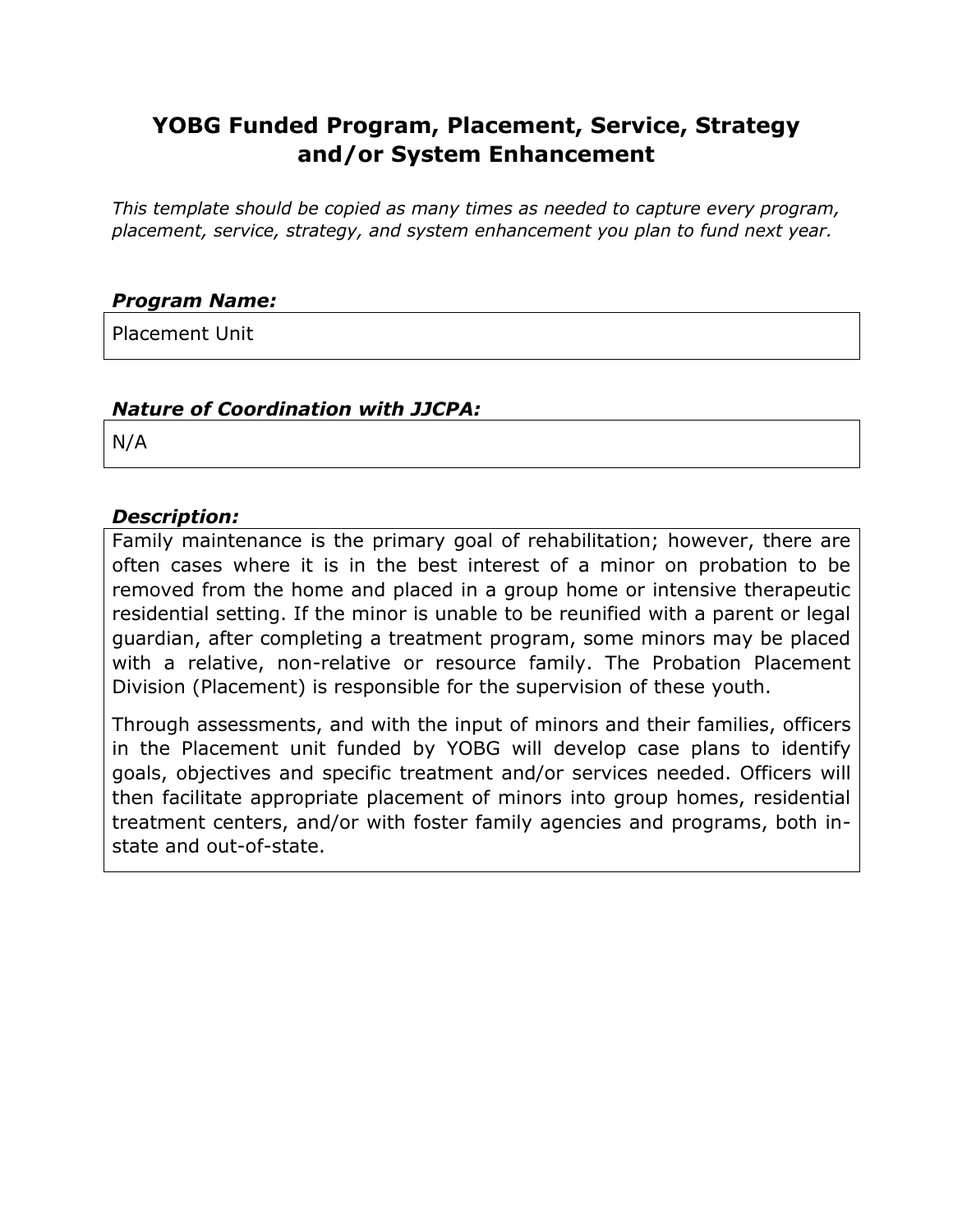# YOBG Funded Program, Placement, Service, Strategy and/or System Enhancement

*This template should be copied as many times as needed to capture every program, placement, service, strategy, and system enhancement you plan to fund next year.*

***Program Name:***

Placement Unit

***Nature of Coordination with JJCPA:***

N/A

***Description:***

Family maintenance is the primary goal of rehabilitation; however, there are often cases where it is in the best interest of a minor on probation to be removed from the home and placed in a group home or intensive therapeutic residential setting. If the minor is unable to be reunified with a parent or legal guardian, after completing a treatment program, some minors may be placed with a relative, non-relative or resource family. The Probation Placement Division (Placement) is responsible for the supervision of these youth.

Through assessments, and with the input of minors and their families, officers in the Placement unit funded by YOBG will develop case plans to identify goals, objectives and specific treatment and/or services needed. Officers will then facilitate appropriate placement of minors into group homes, residential treatment centers, and/or with foster family agencies and programs, both in-state and out-of-state.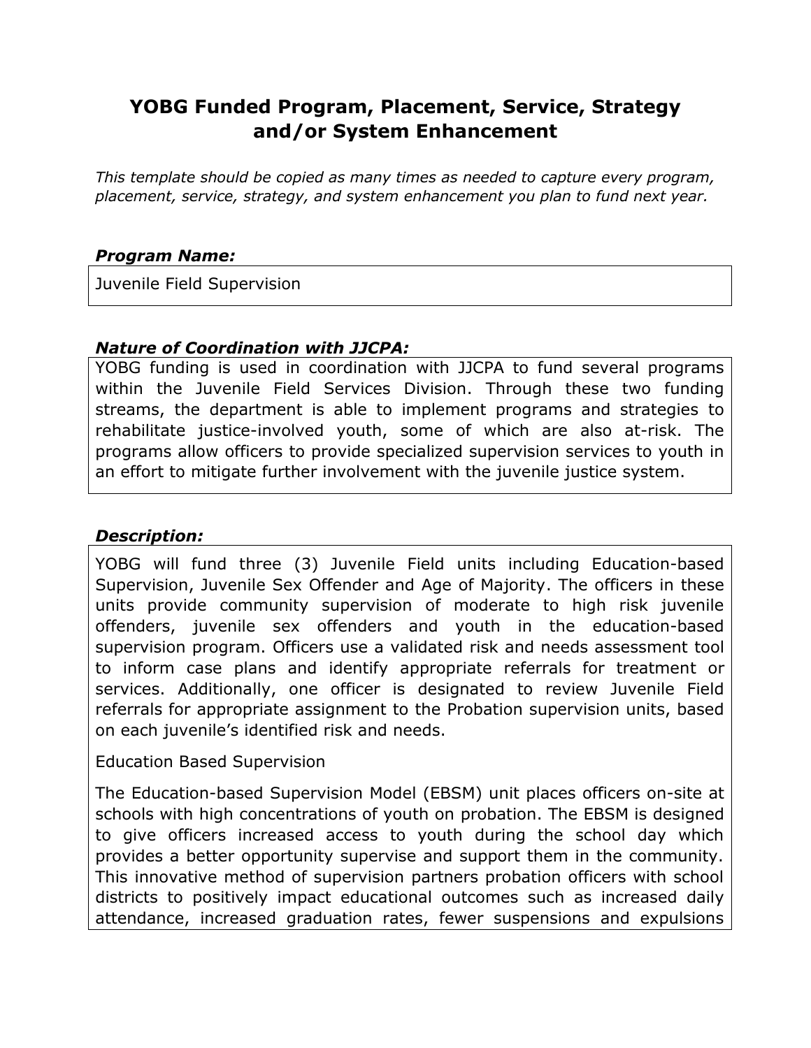## YOBG Funded Program, Placement, Service, Strategy and/or System Enhancement

*This template should be copied as many times as needed to capture every program, placement, service, strategy, and system enhancement you plan to fund next year.*

### ***Program Name:***

Juvenile Field Supervision

### ***Nature of Coordination with JJCPA:***

YOBG funding is used in coordination with JJCPA to fund several programs within the Juvenile Field Services Division. Through these two funding streams, the department is able to implement programs and strategies to rehabilitate justice-involved youth, some of which are also at-risk. The programs allow officers to provide specialized supervision services to youth in an effort to mitigate further involvement with the juvenile justice system.

### ***Description:***

YOBG will fund three (3) Juvenile Field units including Education-based Supervision, Juvenile Sex Offender and Age of Majority. The officers in these units provide community supervision of moderate to high risk juvenile offenders, juvenile sex offenders and youth in the education-based supervision program. Officers use a validated risk and needs assessment tool to inform case plans and identify appropriate referrals for treatment or services. Additionally, one officer is designated to review Juvenile Field referrals for appropriate assignment to the Probation supervision units, based on each juvenile's identified risk and needs.

Education Based Supervision

The Education-based Supervision Model (EBSM) unit places officers on-site at schools with high concentrations of youth on probation. The EBSM is designed to give officers increased access to youth during the school day which provides a better opportunity supervise and support them in the community. This innovative method of supervision partners probation officers with school districts to positively impact educational outcomes such as increased daily attendance, increased graduation rates, fewer suspensions and expulsions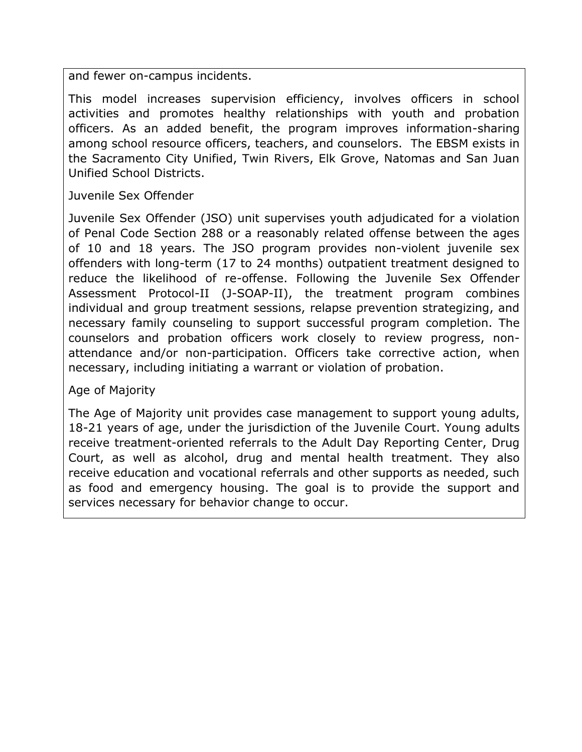and fewer on-campus incidents.

This model increases supervision efficiency, involves officers in school activities and promotes healthy relationships with youth and probation officers. As an added benefit, the program improves information-sharing among school resource officers, teachers, and counselors. The EBSM exists in the Sacramento City Unified, Twin Rivers, Elk Grove, Natomas and San Juan Unified School Districts.

### Juvenile Sex Offender

Juvenile Sex Offender (JSO) unit supervises youth adjudicated for a violation of Penal Code Section 288 or a reasonably related offense between the ages of 10 and 18 years. The JSO program provides non-violent juvenile sex offenders with long-term (17 to 24 months) outpatient treatment designed to reduce the likelihood of re-offense. Following the Juvenile Sex Offender Assessment Protocol-II (J-SOAP-II), the treatment program combines individual and group treatment sessions, relapse prevention strategizing, and necessary family counseling to support successful program completion. The counselors and probation officers work closely to review progress, non-attendance and/or non-participation. Officers take corrective action, when necessary, including initiating a warrant or violation of probation.

### Age of Majority

The Age of Majority unit provides case management to support young adults, 18-21 years of age, under the jurisdiction of the Juvenile Court. Young adults receive treatment-oriented referrals to the Adult Day Reporting Center, Drug Court, as well as alcohol, drug and mental health treatment. They also receive education and vocational referrals and other supports as needed, such as food and emergency housing. The goal is to provide the support and services necessary for behavior change to occur.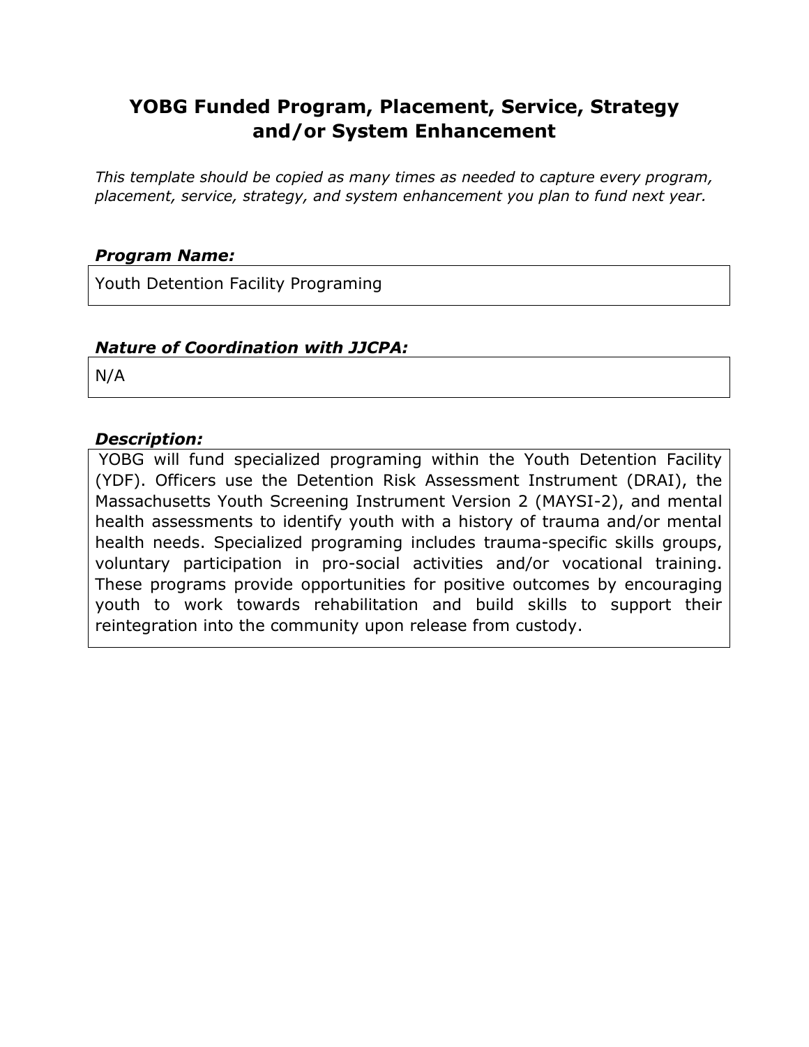## YOBG Funded Program, Placement, Service, Strategy and/or System Enhancement

*This template should be copied as many times as needed to capture every program, placement, service, strategy, and system enhancement you plan to fund next year.*

***Program Name:***

Youth Detention Facility Programing

***Nature of Coordination with JJCPA:***

N/A

***Description:***

YOBG will fund specialized programing within the Youth Detention Facility (YDF). Officers use the Detention Risk Assessment Instrument (DRAI), the Massachusetts Youth Screening Instrument Version 2 (MAYSI-2), and mental health assessments to identify youth with a history of trauma and/or mental health needs. Specialized programing includes trauma-specific skills groups, voluntary participation in pro-social activities and/or vocational training. These programs provide opportunities for positive outcomes by encouraging youth to work towards rehabilitation and build skills to support their reintegration into the community upon release from custody.